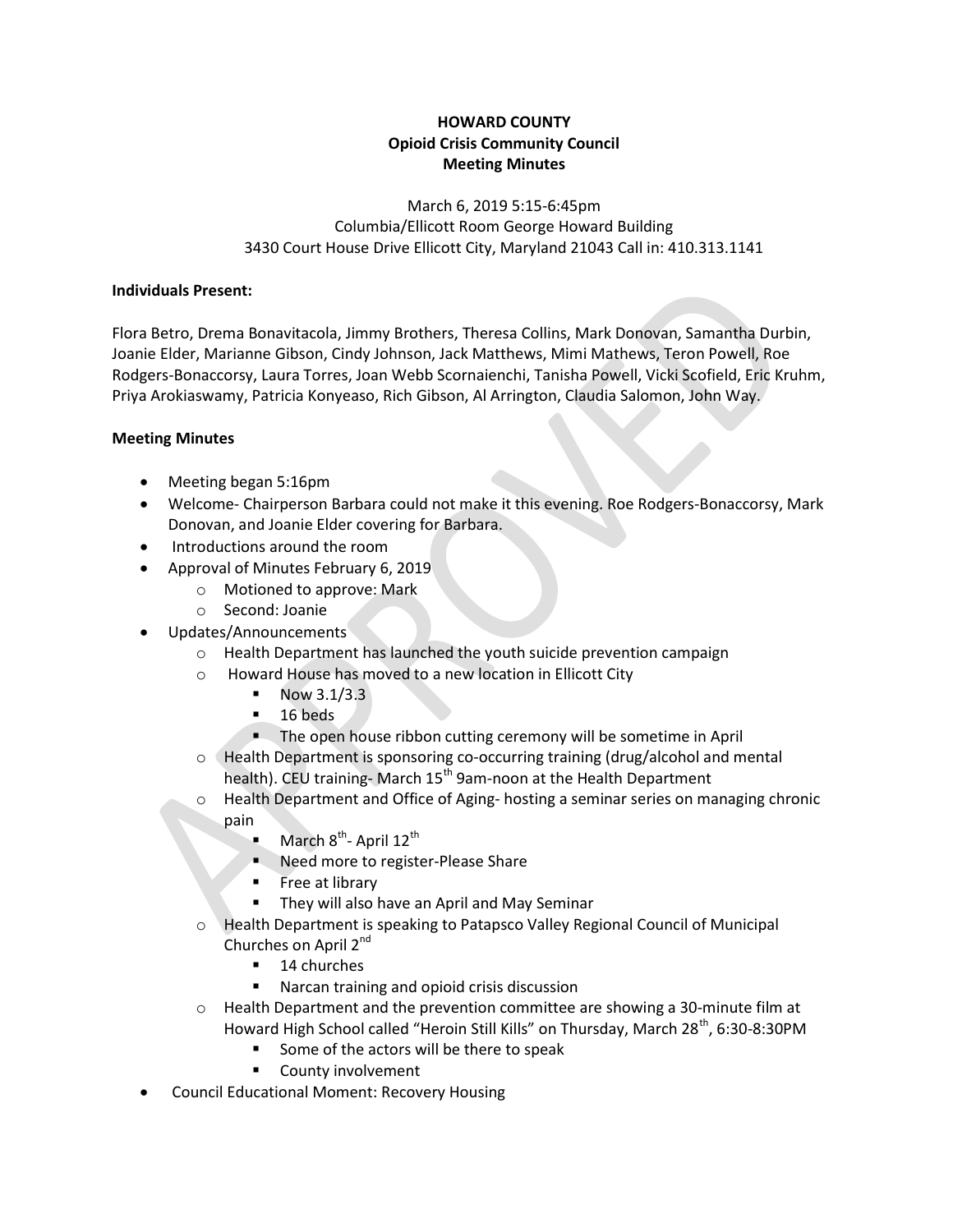# HOWARD COUNTY
## Opioid Crisis Community Council
## Meeting Minutes

March 6, 2019 5:15-6:45pm
Columbia/Ellicott Room George Howard Building
3430 Court House Drive Ellicott City, Maryland 21043 Call in: 410.313.1141

**Individuals Present:**

Flora Betro, Drema Bonavitacola, Jimmy Brothers, Theresa Collins, Mark Donovan, Samantha Durbin, Joanie Elder, Marianne Gibson, Cindy Johnson, Jack Matthews, Mimi Mathews, Teron Powell, Roe Rodgers-Bonaccorsy, Laura Torres, Joan Webb Scornaienchi, Tanisha Powell, Vicki Scofield, Eric Kruhm, Priya Arokiaswamy, Patricia Konyeaso, Rich Gibson, Al Arrington, Claudia Salomon, John Way.

**Meeting Minutes**

- Meeting began 5:16pm
- Welcome- Chairperson Barbara could not make it this evening. Roe Rodgers-Bonaccorsy, Mark Donovan, and Joanie Elder covering for Barbara.
- Introductions around the room
- Approval of Minutes February 6, 2019
  - Motioned to approve: Mark
  - Second: Joanie
- Updates/Announcements
  - Health Department has launched the youth suicide prevention campaign
  - Howard House has moved to a new location in Ellicott City
    - Now 3.1/3.3
    - 16 beds
    - The open house ribbon cutting ceremony will be sometime in April
  - Health Department is sponsoring co-occurring training (drug/alcohol and mental health). CEU training- March 15th 9am-noon at the Health Department
  - Health Department and Office of Aging- hosting a seminar series on managing chronic pain
    - March 8th- April 12th
    - Need more to register-Please Share
    - Free at library
    - They will also have an April and May Seminar
  - Health Department is speaking to Patapsco Valley Regional Council of Municipal Churches on April 2nd
    - 14 churches
    - Narcan training and opioid crisis discussion
  - Health Department and the prevention committee are showing a 30-minute film at Howard High School called "Heroin Still Kills" on Thursday, March 28th, 6:30-8:30PM
    - Some of the actors will be there to speak
    - County involvement
- Council Educational Moment: Recovery Housing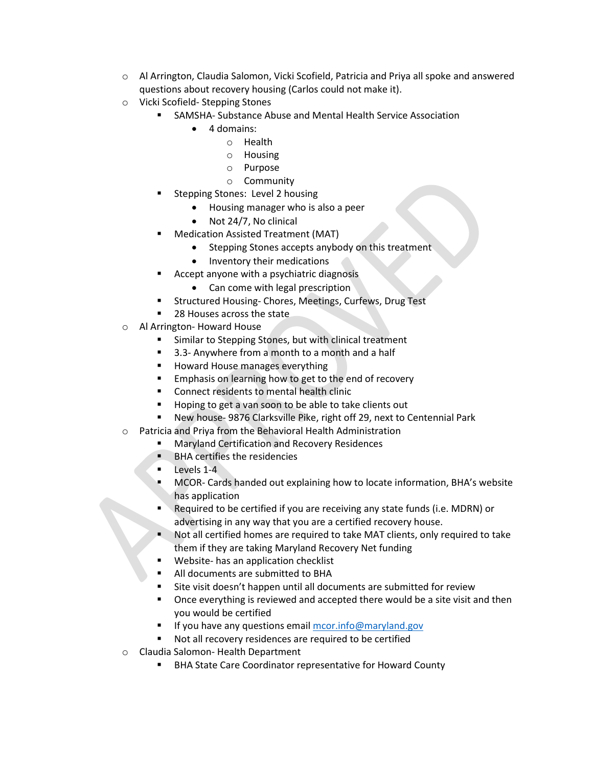- Al Arrington, Claudia Salomon, Vicki Scofield, Patricia and Priya all spoke and answered questions about recovery housing (Carlos could not make it).
- Vicki Scofield- Stepping Stones
  - SAMSHA- Substance Abuse and Mental Health Service Association
    - 4 domains:
      - Health
      - Housing
      - Purpose
      - Community
  - Stepping Stones: Level 2 housing
    - Housing manager who is also a peer
    - Not 24/7, No clinical
  - Medication Assisted Treatment (MAT)
    - Stepping Stones accepts anybody on this treatment
    - Inventory their medications
  - Accept anyone with a psychiatric diagnosis
    - Can come with legal prescription
  - Structured Housing- Chores, Meetings, Curfews, Drug Test
  - 28 Houses across the state
- Al Arrington- Howard House
  - Similar to Stepping Stones, but with clinical treatment
  - 3.3- Anywhere from a month to a month and a half
  - Howard House manages everything
  - Emphasis on learning how to get to the end of recovery
  - Connect residents to mental health clinic
  - Hoping to get a van soon to be able to take clients out
  - New house- 9876 Clarksville Pike, right off 29, next to Centennial Park
- Patricia and Priya from the Behavioral Health Administration
  - Maryland Certification and Recovery Residences
  - BHA certifies the residencies
  - Levels 1-4
  - MCOR- Cards handed out explaining how to locate information, BHA's website has application
  - Required to be certified if you are receiving any state funds (i.e. MDRN) or advertising in any way that you are a certified recovery house.
  - Not all certified homes are required to take MAT clients, only required to take them if they are taking Maryland Recovery Net funding
  - Website- has an application checklist
  - All documents are submitted to BHA
  - Site visit doesn't happen until all documents are submitted for review
  - Once everything is reviewed and accepted there would be a site visit and then you would be certified
  - If you have any questions email [mcor.info@maryland.gov](mailto:mcor.info@maryland.gov)
  - Not all recovery residences are required to be certified
- Claudia Salomon- Health Department
  - BHA State Care Coordinator representative for Howard County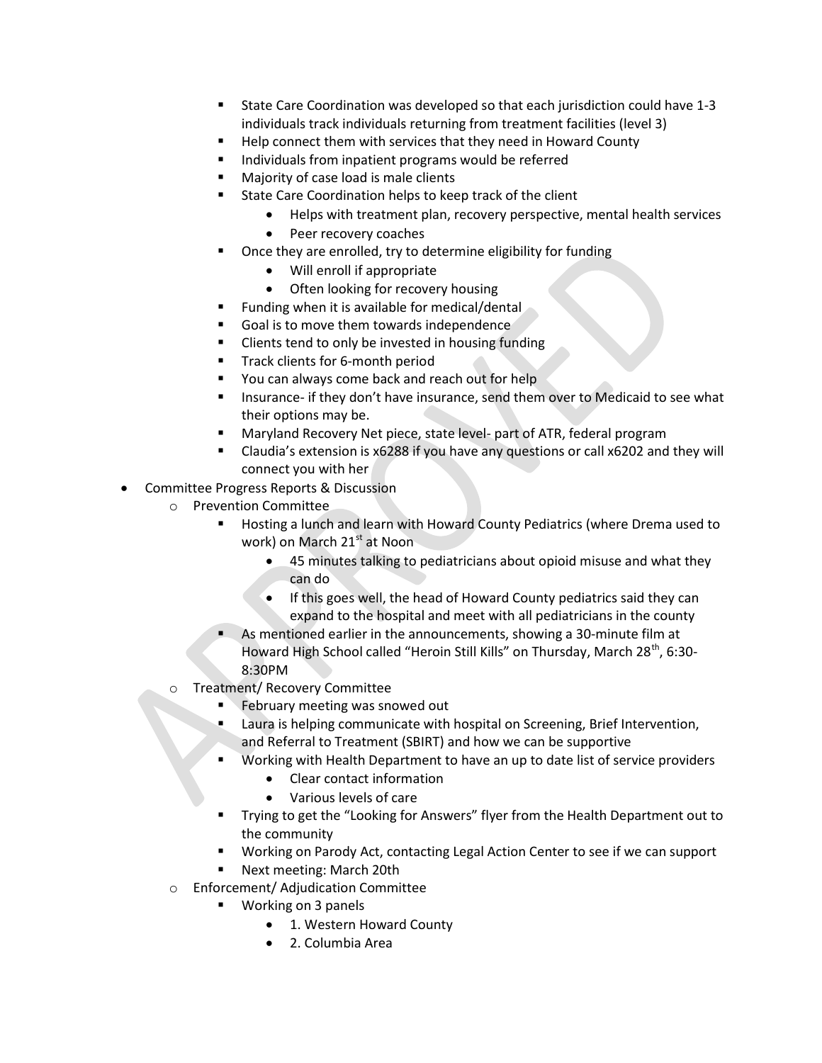- State Care Coordination was developed so that each jurisdiction could have 1-3 individuals track individuals returning from treatment facilities (level 3)
      - Help connect them with services that they need in Howard County
      - Individuals from inpatient programs would be referred
      - Majority of case load is male clients
      - State Care Coordination helps to keep track of the client
        - Helps with treatment plan, recovery perspective, mental health services
        - Peer recovery coaches
      - Once they are enrolled, try to determine eligibility for funding
        - Will enroll if appropriate
        - Often looking for recovery housing
      - Funding when it is available for medical/dental
      - Goal is to move them towards independence
      - Clients tend to only be invested in housing funding
      - Track clients for 6-month period
      - You can always come back and reach out for help
      - Insurance- if they don't have insurance, send them over to Medicaid to see what their options may be.
      - Maryland Recovery Net piece, state level- part of ATR, federal program
      - Claudia's extension is x6288 if you have any questions or call x6202 and they will connect you with her

- Committee Progress Reports & Discussion
  - Prevention Committee
    - Hosting a lunch and learn with Howard County Pediatrics (where Drema used to work) on March 21st at Noon
      - 45 minutes talking to pediatricians about opioid misuse and what they can do
      - If this goes well, the head of Howard County pediatrics said they can expand to the hospital and meet with all pediatricians in the county
    - As mentioned earlier in the announcements, showing a 30-minute film at Howard High School called "Heroin Still Kills" on Thursday, March 28th, 6:30-8:30PM
  - Treatment/ Recovery Committee
    - February meeting was snowed out
    - Laura is helping communicate with hospital on Screening, Brief Intervention, and Referral to Treatment (SBIRT) and how we can be supportive
    - Working with Health Department to have an up to date list of service providers
      - Clear contact information
      - Various levels of care
    - Trying to get the "Looking for Answers" flyer from the Health Department out to the community
    - Working on Parody Act, contacting Legal Action Center to see if we can support
    - Next meeting: March 20th
  - Enforcement/ Adjudication Committee
    - Working on 3 panels
      - 1. Western Howard County
      - 2. Columbia Area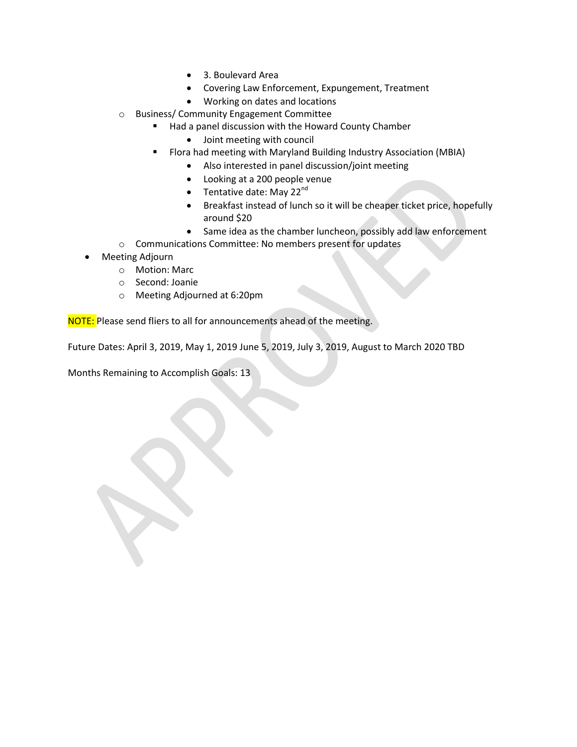- 3. Boulevard Area
      - Covering Law Enforcement, Expungement, Treatment
      - Working on dates and locations
  - Business/ Community Engagement Committee
    - Had a panel discussion with the Howard County Chamber
      - Joint meeting with council
    - Flora had meeting with Maryland Building Industry Association (MBIA)
      - Also interested in panel discussion/joint meeting
      - Looking at a 200 people venue
      - Tentative date: May 22nd
      - Breakfast instead of lunch so it will be cheaper ticket price, hopefully around $20
      - Same idea as the chamber luncheon, possibly add law enforcement
  - Communications Committee: No members present for updates
- Meeting Adjourn
  - Motion: Marc
  - Second: Joanie
  - Meeting Adjourned at 6:20pm

NOTE: Please send fliers to all for announcements ahead of the meeting.

Future Dates: April 3, 2019, May 1, 2019 June 5, 2019, July 3, 2019, August to March 2020 TBD

Months Remaining to Accomplish Goals: 13

APPROVED